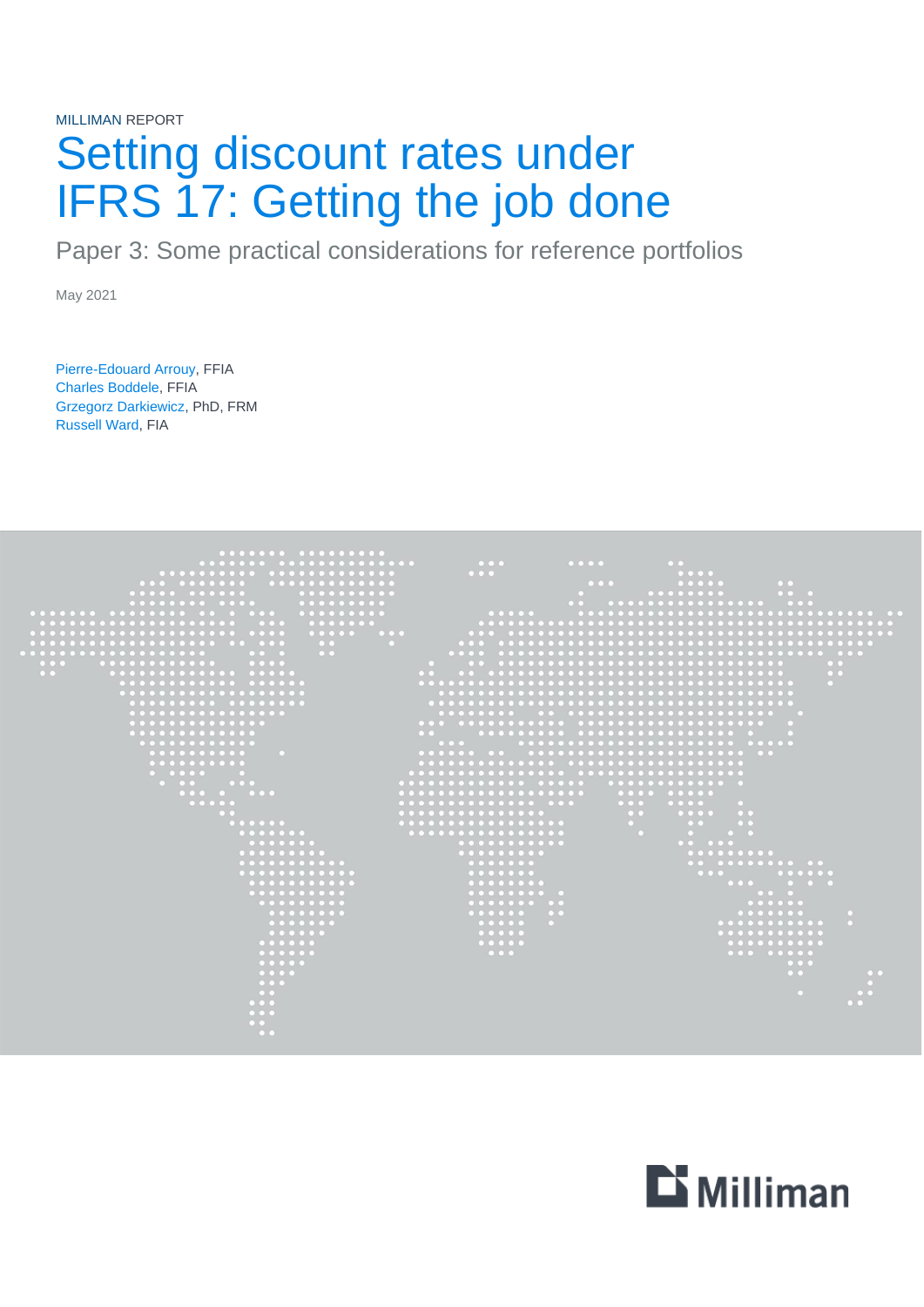MILLIMAN REPORT

# Setting discount rates under IFRS 17: Getting the job done

## Paper 3: Some practical considerations for reference portfolios

May 2021

Pierre-Edouard Arrouy, FFIA
Charles Boddele, FFIA
Grzegorz Darkiewicz, PhD, FRM
Russell Ward, FIA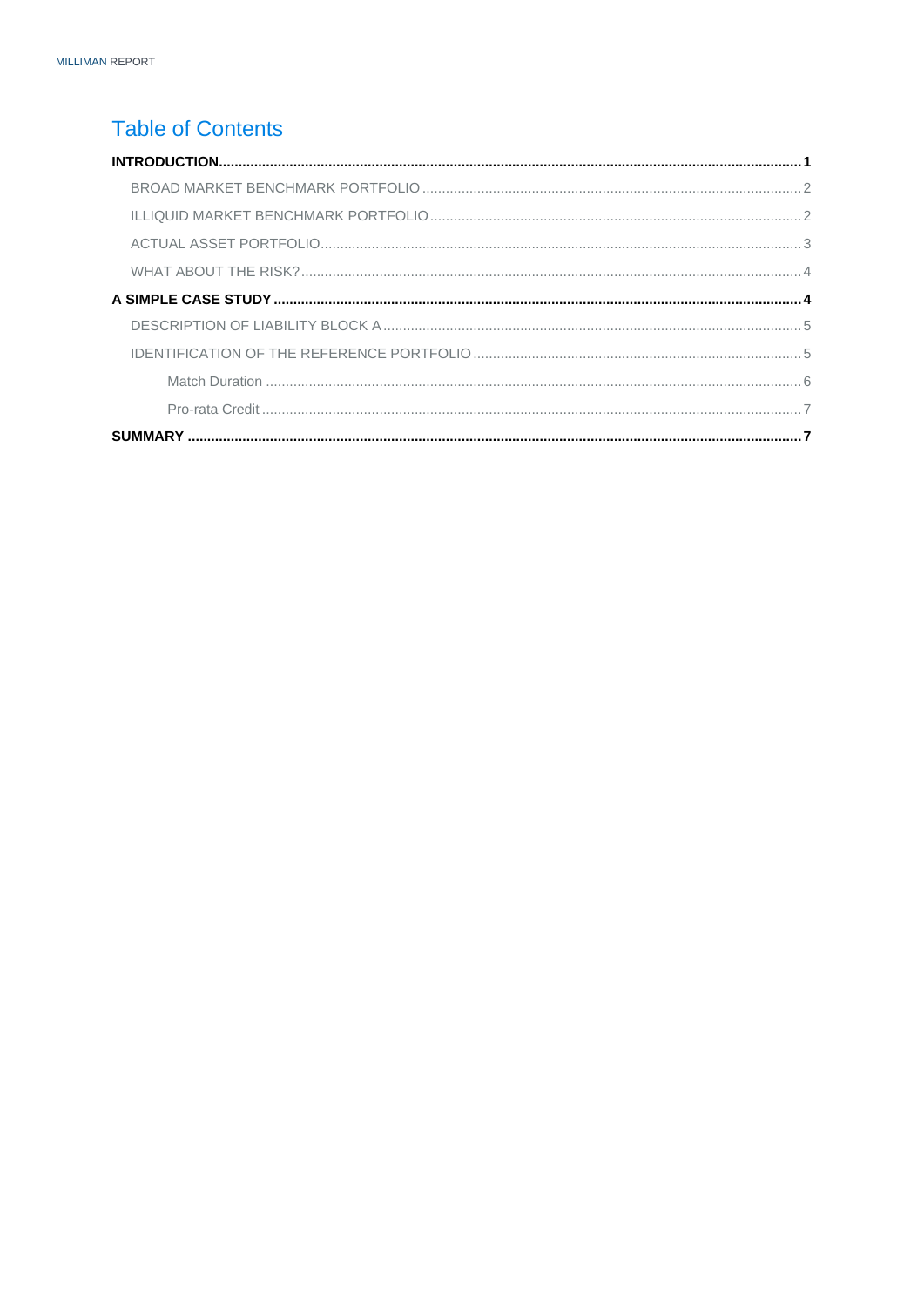# Table of Contents

**INTRODUCTION** ........ **1**

- BROAD MARKET BENCHMARK PORTFOLIO ........ 2
- ILLIQUID MARKET BENCHMARK PORTFOLIO ........ 2
- ACTUAL ASSET PORTFOLIO ........ 3
- WHAT ABOUT THE RISK? ........ 4

**A SIMPLE CASE STUDY** ........ **4**

- DESCRIPTION OF LIABILITY BLOCK A ........ 5
- IDENTIFICATION OF THE REFERENCE PORTFOLIO ........ 5
  - Match Duration ........ 6
  - Pro-rata Credit ........ 7

**SUMMARY** ........ **7**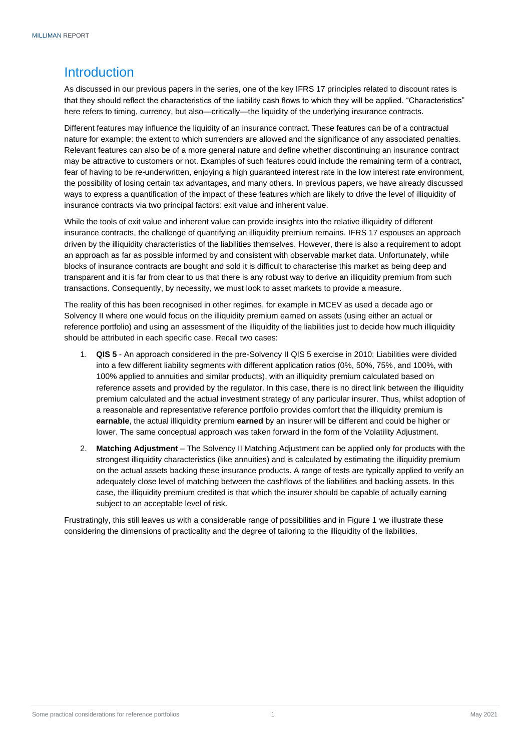## Introduction

As discussed in our previous papers in the series, one of the key IFRS 17 principles related to discount rates is that they should reflect the characteristics of the liability cash flows to which they will be applied. "Characteristics" here refers to timing, currency, but also—critically—the liquidity of the underlying insurance contracts.

Different features may influence the liquidity of an insurance contract. These features can be of a contractual nature for example: the extent to which surrenders are allowed and the significance of any associated penalties. Relevant features can also be of a more general nature and define whether discontinuing an insurance contract may be attractive to customers or not. Examples of such features could include the remaining term of a contract, fear of having to be re-underwritten, enjoying a high guaranteed interest rate in the low interest rate environment, the possibility of losing certain tax advantages, and many others. In previous papers, we have already discussed ways to express a quantification of the impact of these features which are likely to drive the level of illiquidity of insurance contracts via two principal factors: exit value and inherent value.

While the tools of exit value and inherent value can provide insights into the relative illiquidity of different insurance contracts, the challenge of quantifying an illiquidity premium remains. IFRS 17 espouses an approach driven by the illiquidity characteristics of the liabilities themselves. However, there is also a requirement to adopt an approach as far as possible informed by and consistent with observable market data. Unfortunately, while blocks of insurance contracts are bought and sold it is difficult to characterise this market as being deep and transparent and it is far from clear to us that there is any robust way to derive an illiquidity premium from such transactions. Consequently, by necessity, we must look to asset markets to provide a measure.

The reality of this has been recognised in other regimes, for example in MCEV as used a decade ago or Solvency II where one would focus on the illiquidity premium earned on assets (using either an actual or reference portfolio) and using an assessment of the illiquidity of the liabilities just to decide how much illiquidity should be attributed in each specific case. Recall two cases:

1. **QIS 5** - An approach considered in the pre-Solvency II QIS 5 exercise in 2010: Liabilities were divided into a few different liability segments with different application ratios (0%, 50%, 75%, and 100%, with 100% applied to annuities and similar products), with an illiquidity premium calculated based on reference assets and provided by the regulator. In this case, there is no direct link between the illiquidity premium calculated and the actual investment strategy of any particular insurer. Thus, whilst adoption of a reasonable and representative reference portfolio provides comfort that the illiquidity premium is **earnable**, the actual illiquidity premium **earned** by an insurer will be different and could be higher or lower. The same conceptual approach was taken forward in the form of the Volatility Adjustment.
2. **Matching Adjustment** – The Solvency II Matching Adjustment can be applied only for products with the strongest illiquidity characteristics (like annuities) and is calculated by estimating the illiquidity premium on the actual assets backing these insurance products. A range of tests are typically applied to verify an adequately close level of matching between the cashflows of the liabilities and backing assets. In this case, the illiquidity premium credited is that which the insurer should be capable of actually earning subject to an acceptable level of risk.

Frustratingly, this still leaves us with a considerable range of possibilities and in Figure 1 we illustrate these considering the dimensions of practicality and the degree of tailoring to the illiquidity of the liabilities.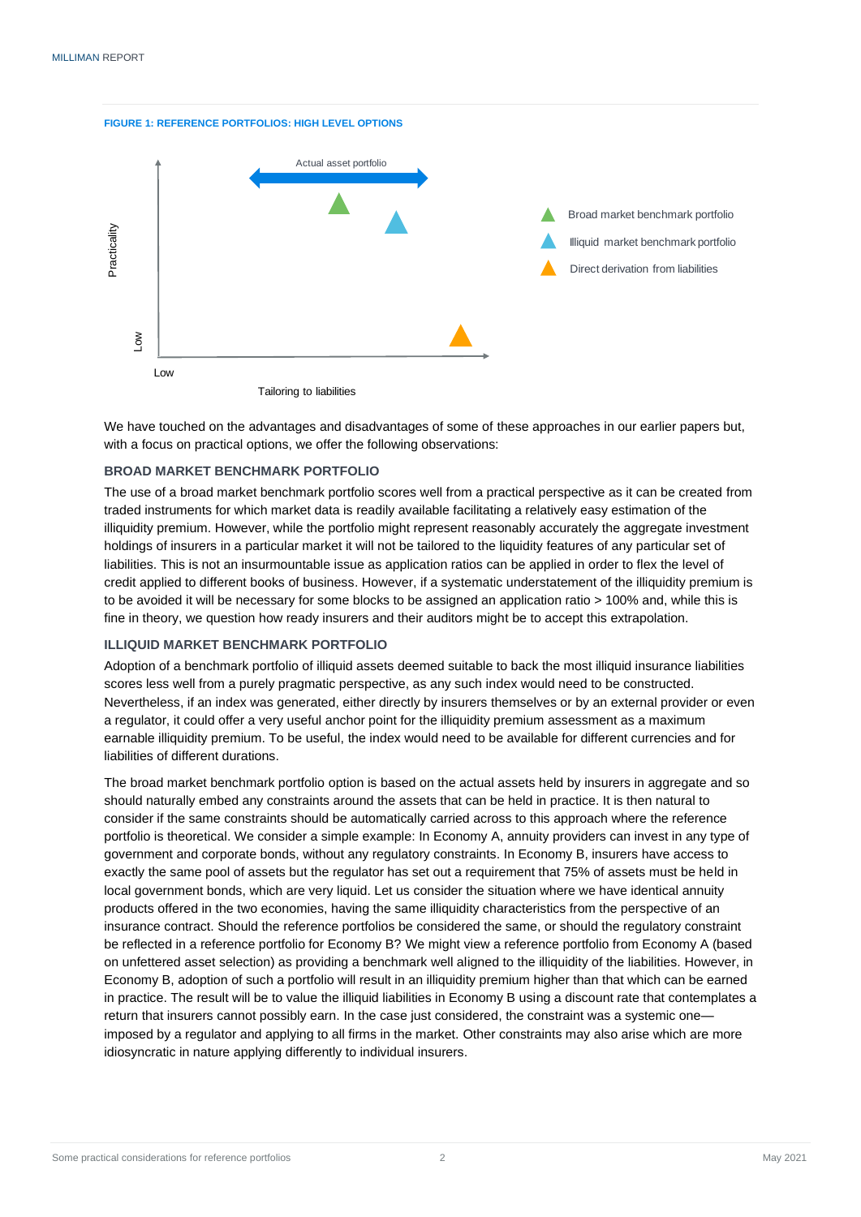FIGURE 1: REFERENCE PORTFOLIOS: HIGH LEVEL OPTIONS

We have touched on the advantages and disadvantages of some of these approaches in our earlier papers but, with a focus on practical options, we offer the following observations:

### BROAD MARKET BENCHMARK PORTFOLIO

The use of a broad market benchmark portfolio scores well from a practical perspective as it can be created from traded instruments for which market data is readily available facilitating a relatively easy estimation of the illiquidity premium. However, while the portfolio might represent reasonably accurately the aggregate investment holdings of insurers in a particular market it will not be tailored to the liquidity features of any particular set of liabilities. This is not an insurmountable issue as application ratios can be applied in order to flex the level of credit applied to different books of business. However, if a systematic understatement of the illiquidity premium is to be avoided it will be necessary for some blocks to be assigned an application ratio > 100% and, while this is fine in theory, we question how ready insurers and their auditors might be to accept this extrapolation.

### ILLIQUID MARKET BENCHMARK PORTFOLIO

Adoption of a benchmark portfolio of illiquid assets deemed suitable to back the most illiquid insurance liabilities scores less well from a purely pragmatic perspective, as any such index would need to be constructed. Nevertheless, if an index was generated, either directly by insurers themselves or by an external provider or even a regulator, it could offer a very useful anchor point for the illiquidity premium assessment as a maximum earnable illiquidity premium. To be useful, the index would need to be available for different currencies and for liabilities of different durations.

The broad market benchmark portfolio option is based on the actual assets held by insurers in aggregate and so should naturally embed any constraints around the assets that can be held in practice. It is then natural to consider if the same constraints should be automatically carried across to this approach where the reference portfolio is theoretical. We consider a simple example: In Economy A, annuity providers can invest in any type of government and corporate bonds, without any regulatory constraints. In Economy B, insurers have access to exactly the same pool of assets but the regulator has set out a requirement that 75% of assets must be held in local government bonds, which are very liquid. Let us consider the situation where we have identical annuity products offered in the two economies, having the same illiquidity characteristics from the perspective of an insurance contract. Should the reference portfolios be considered the same, or should the regulatory constraint be reflected in a reference portfolio for Economy B? We might view a reference portfolio from Economy A (based on unfettered asset selection) as providing a benchmark well aligned to the illiquidity of the liabilities. However, in Economy B, adoption of such a portfolio will result in an illiquidity premium higher than that which can be earned in practice. The result will be to value the illiquid liabilities in Economy B using a discount rate that contemplates a return that insurers cannot possibly earn. In the case just considered, the constraint was a systemic one—imposed by a regulator and applying to all firms in the market. Other constraints may also arise which are more idiosyncratic in nature applying differently to individual insurers.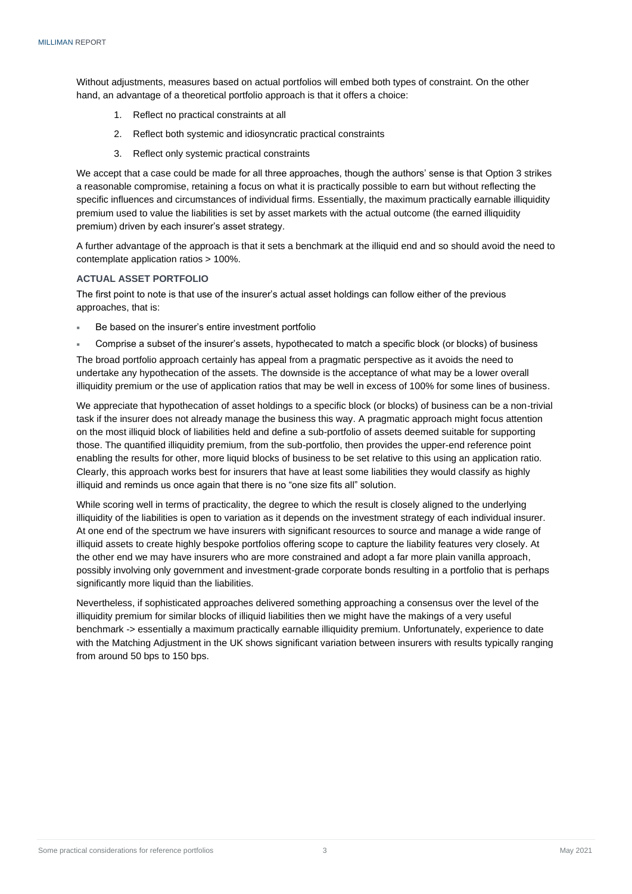Without adjustments, measures based on actual portfolios will embed both types of constraint. On the other hand, an advantage of a theoretical portfolio approach is that it offers a choice:

1. Reflect no practical constraints at all
2. Reflect both systemic and idiosyncratic practical constraints
3. Reflect only systemic practical constraints

We accept that a case could be made for all three approaches, though the authors' sense is that Option 3 strikes a reasonable compromise, retaining a focus on what it is practically possible to earn but without reflecting the specific influences and circumstances of individual firms. Essentially, the maximum practically earnable illiquidity premium used to value the liabilities is set by asset markets with the actual outcome (the earned illiquidity premium) driven by each insurer's asset strategy.

A further advantage of the approach is that it sets a benchmark at the illiquid end and so should avoid the need to contemplate application ratios > 100%.

### ACTUAL ASSET PORTFOLIO

The first point to note is that use of the insurer's actual asset holdings can follow either of the previous approaches, that is:

- Be based on the insurer's entire investment portfolio
- Comprise a subset of the insurer's assets, hypothecated to match a specific block (or blocks) of business

The broad portfolio approach certainly has appeal from a pragmatic perspective as it avoids the need to undertake any hypothecation of the assets. The downside is the acceptance of what may be a lower overall illiquidity premium or the use of application ratios that may be well in excess of 100% for some lines of business.

We appreciate that hypothecation of asset holdings to a specific block (or blocks) of business can be a non-trivial task if the insurer does not already manage the business this way. A pragmatic approach might focus attention on the most illiquid block of liabilities held and define a sub-portfolio of assets deemed suitable for supporting those. The quantified illiquidity premium, from the sub-portfolio, then provides the upper-end reference point enabling the results for other, more liquid blocks of business to be set relative to this using an application ratio. Clearly, this approach works best for insurers that have at least some liabilities they would classify as highly illiquid and reminds us once again that there is no "one size fits all" solution.

While scoring well in terms of practicality, the degree to which the result is closely aligned to the underlying illiquidity of the liabilities is open to variation as it depends on the investment strategy of each individual insurer. At one end of the spectrum we have insurers with significant resources to source and manage a wide range of illiquid assets to create highly bespoke portfolios offering scope to capture the liability features very closely. At the other end we may have insurers who are more constrained and adopt a far more plain vanilla approach, possibly involving only government and investment-grade corporate bonds resulting in a portfolio that is perhaps significantly more liquid than the liabilities.

Nevertheless, if sophisticated approaches delivered something approaching a consensus over the level of the illiquidity premium for similar blocks of illiquid liabilities then we might have the makings of a very useful benchmark -> essentially a maximum practically earnable illiquidity premium. Unfortunately, experience to date with the Matching Adjustment in the UK shows significant variation between insurers with results typically ranging from around 50 bps to 150 bps.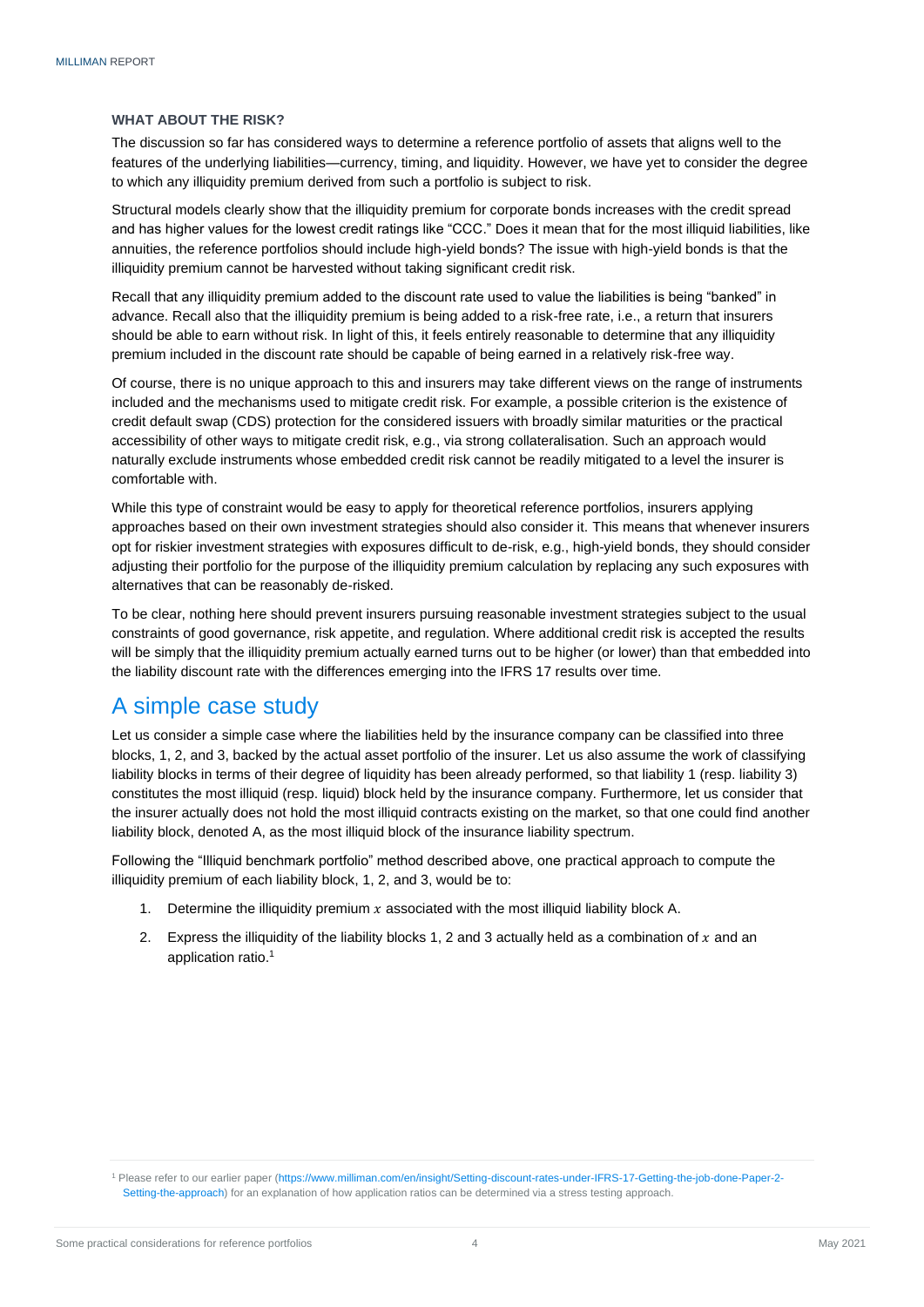### WHAT ABOUT THE RISK?

The discussion so far has considered ways to determine a reference portfolio of assets that aligns well to the features of the underlying liabilities—currency, timing, and liquidity. However, we have yet to consider the degree to which any illiquidity premium derived from such a portfolio is subject to risk.

Structural models clearly show that the illiquidity premium for corporate bonds increases with the credit spread and has higher values for the lowest credit ratings like “CCC.” Does it mean that for the most illiquid liabilities, like annuities, the reference portfolios should include high-yield bonds? The issue with high-yield bonds is that the illiquidity premium cannot be harvested without taking significant credit risk.

Recall that any illiquidity premium added to the discount rate used to value the liabilities is being “banked” in advance. Recall also that the illiquidity premium is being added to a risk-free rate, i.e., a return that insurers should be able to earn without risk. In light of this, it feels entirely reasonable to determine that any illiquidity premium included in the discount rate should be capable of being earned in a relatively risk-free way.

Of course, there is no unique approach to this and insurers may take different views on the range of instruments included and the mechanisms used to mitigate credit risk. For example, a possible criterion is the existence of credit default swap (CDS) protection for the considered issuers with broadly similar maturities or the practical accessibility of other ways to mitigate credit risk, e.g., via strong collateralisation. Such an approach would naturally exclude instruments whose embedded credit risk cannot be readily mitigated to a level the insurer is comfortable with.

While this type of constraint would be easy to apply for theoretical reference portfolios, insurers applying approaches based on their own investment strategies should also consider it. This means that whenever insurers opt for riskier investment strategies with exposures difficult to de-risk, e.g., high-yield bonds, they should consider adjusting their portfolio for the purpose of the illiquidity premium calculation by replacing any such exposures with alternatives that can be reasonably de-risked.

To be clear, nothing here should prevent insurers pursuing reasonable investment strategies subject to the usual constraints of good governance, risk appetite, and regulation. Where additional credit risk is accepted the results will be simply that the illiquidity premium actually earned turns out to be higher (or lower) than that embedded into the liability discount rate with the differences emerging into the IFRS 17 results over time.

## A simple case study

Let us consider a simple case where the liabilities held by the insurance company can be classified into three blocks, 1, 2, and 3, backed by the actual asset portfolio of the insurer. Let us also assume the work of classifying liability blocks in terms of their degree of liquidity has been already performed, so that liability 1 (resp. liability 3) constitutes the most illiquid (resp. liquid) block held by the insurance company. Furthermore, let us consider that the insurer actually does not hold the most illiquid contracts existing on the market, so that one could find another liability block, denoted A, as the most illiquid block of the insurance liability spectrum.

Following the “Illiquid benchmark portfolio” method described above, one practical approach to compute the illiquidity premium of each liability block, 1, 2, and 3, would be to:

1. Determine the illiquidity premium $x$ associated with the most illiquid liability block A.
2. Express the illiquidity of the liability blocks 1, 2 and 3 actually held as a combination of $x$ and an application ratio.[1]

[1] Please refer to our earlier paper (https://www.milliman.com/en/insight/Setting-discount-rates-under-IFRS-17-Getting-the-job-done-Paper-2-Setting-the-approach) for an explanation of how application ratios can be determined via a stress testing approach.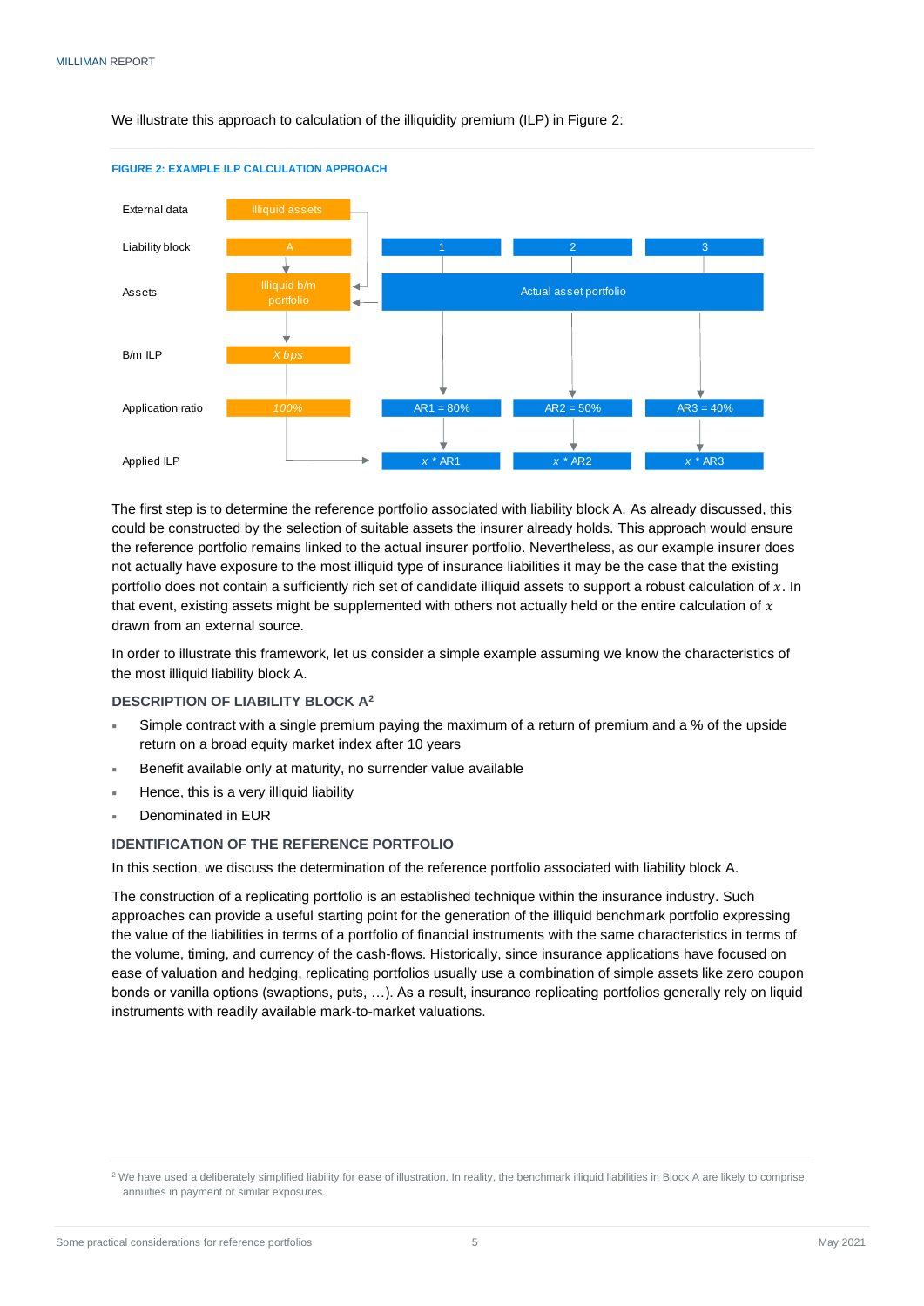We illustrate this approach to calculation of the illiquidity premium (ILP) in Figure 2:

**FIGURE 2: EXAMPLE ILP CALCULATION APPROACH**

| | | | | |
|---|---|---|---|---|
| External data | Illiquid assets | | | |
| Liability block | A | 1 | 2 | 3 |
| Assets | Illiquid b/m portfolio | Actual asset portfolio | | |
| B/m ILP | *X bps* | | | |
| Application ratio | *100%* | AR1 = 80% | AR2 = 50% | AR3 = 40% |
| Applied ILP | | $x$ * AR1 | $x$ * AR2 | $x$ * AR3 |

The first step is to determine the reference portfolio associated with liability block A. As already discussed, this could be constructed by the selection of suitable assets the insurer already holds. This approach would ensure the reference portfolio remains linked to the actual insurer portfolio. Nevertheless, as our example insurer does not actually have exposure to the most illiquid type of insurance liabilities it may be the case that the existing portfolio does not contain a sufficiently rich set of candidate illiquid assets to support a robust calculation of $x$. In that event, existing assets might be supplemented with others not actually held or the entire calculation of $x$ drawn from an external source.

In order to illustrate this framework, let us consider a simple example assuming we know the characteristics of the most illiquid liability block A.

### DESCRIPTION OF LIABILITY BLOCK A[2]

- Simple contract with a single premium paying the maximum of a return of premium and a % of the upside return on a broad equity market index after 10 years
- Benefit available only at maturity, no surrender value available
- Hence, this is a very illiquid liability
- Denominated in EUR

### IDENTIFICATION OF THE REFERENCE PORTFOLIO

In this section, we discuss the determination of the reference portfolio associated with liability block A.

The construction of a replicating portfolio is an established technique within the insurance industry. Such approaches can provide a useful starting point for the generation of the illiquid benchmark portfolio expressing the value of the liabilities in terms of a portfolio of financial instruments with the same characteristics in terms of the volume, timing, and currency of the cash-flows. Historically, since insurance applications have focused on ease of valuation and hedging, replicating portfolios usually use a combination of simple assets like zero coupon bonds or vanilla options (swaptions, puts, …). As a result, insurance replicating portfolios generally rely on liquid instruments with readily available mark-to-market valuations.

[2] We have used a deliberately simplified liability for ease of illustration. In reality, the benchmark illiquid liabilities in Block A are likely to comprise annuities in payment or similar exposures.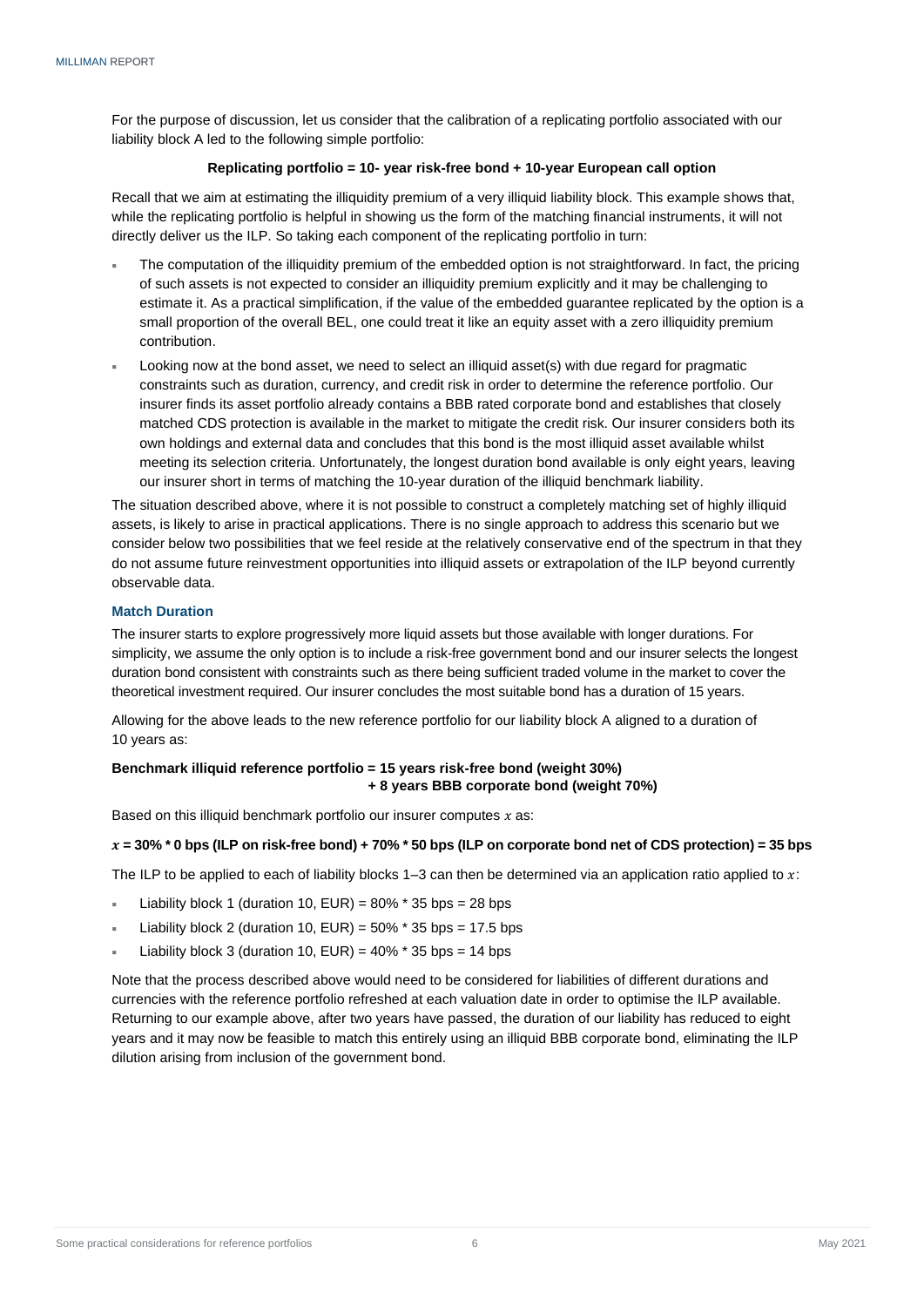For the purpose of discussion, let us consider that the calibration of a replicating portfolio associated with our liability block A led to the following simple portfolio:

**Replicating portfolio = 10- year risk-free bond + 10-year European call option**

Recall that we aim at estimating the illiquidity premium of a very illiquid liability block. This example shows that, while the replicating portfolio is helpful in showing us the form of the matching financial instruments, it will not directly deliver us the ILP. So taking each component of the replicating portfolio in turn:

- The computation of the illiquidity premium of the embedded option is not straightforward. In fact, the pricing of such assets is not expected to consider an illiquidity premium explicitly and it may be challenging to estimate it. As a practical simplification, if the value of the embedded guarantee replicated by the option is a small proportion of the overall BEL, one could treat it like an equity asset with a zero illiquidity premium contribution.
- Looking now at the bond asset, we need to select an illiquid asset(s) with due regard for pragmatic constraints such as duration, currency, and credit risk in order to determine the reference portfolio. Our insurer finds its asset portfolio already contains a BBB rated corporate bond and establishes that closely matched CDS protection is available in the market to mitigate the credit risk. Our insurer considers both its own holdings and external data and concludes that this bond is the most illiquid asset available whilst meeting its selection criteria. Unfortunately, the longest duration bond available is only eight years, leaving our insurer short in terms of matching the 10-year duration of the illiquid benchmark liability.

The situation described above, where it is not possible to construct a completely matching set of highly illiquid assets, is likely to arise in practical applications. There is no single approach to address this scenario but we consider below two possibilities that we feel reside at the relatively conservative end of the spectrum in that they do not assume future reinvestment opportunities into illiquid assets or extrapolation of the ILP beyond currently observable data.

### Match Duration

The insurer starts to explore progressively more liquid assets but those available with longer durations. For simplicity, we assume the only option is to include a risk-free government bond and our insurer selects the longest duration bond consistent with constraints such as there being sufficient traded volume in the market to cover the theoretical investment required. Our insurer concludes the most suitable bond has a duration of 15 years.

Allowing for the above leads to the new reference portfolio for our liability block A aligned to a duration of 10 years as:

**Benchmark illiquid reference portfolio = 15 years risk-free bond (weight 30%)
+ 8 years BBB corporate bond (weight 70%)**

Based on this illiquid benchmark portfolio our insurer computes $x$ as:

**$x$ = 30% * 0 bps (ILP on risk-free bond) + 70% * 50 bps (ILP on corporate bond net of CDS protection) = 35 bps**

The ILP to be applied to each of liability blocks 1–3 can then be determined via an application ratio applied to $x$:

- Liability block 1 (duration 10, EUR) = 80% * 35 bps = 28 bps
- Liability block 2 (duration 10, EUR) = 50% * 35 bps = 17.5 bps
- Liability block 3 (duration 10, EUR) = 40% * 35 bps = 14 bps

Note that the process described above would need to be considered for liabilities of different durations and currencies with the reference portfolio refreshed at each valuation date in order to optimise the ILP available. Returning to our example above, after two years have passed, the duration of our liability has reduced to eight years and it may now be feasible to match this entirely using an illiquid BBB corporate bond, eliminating the ILP dilution arising from inclusion of the government bond.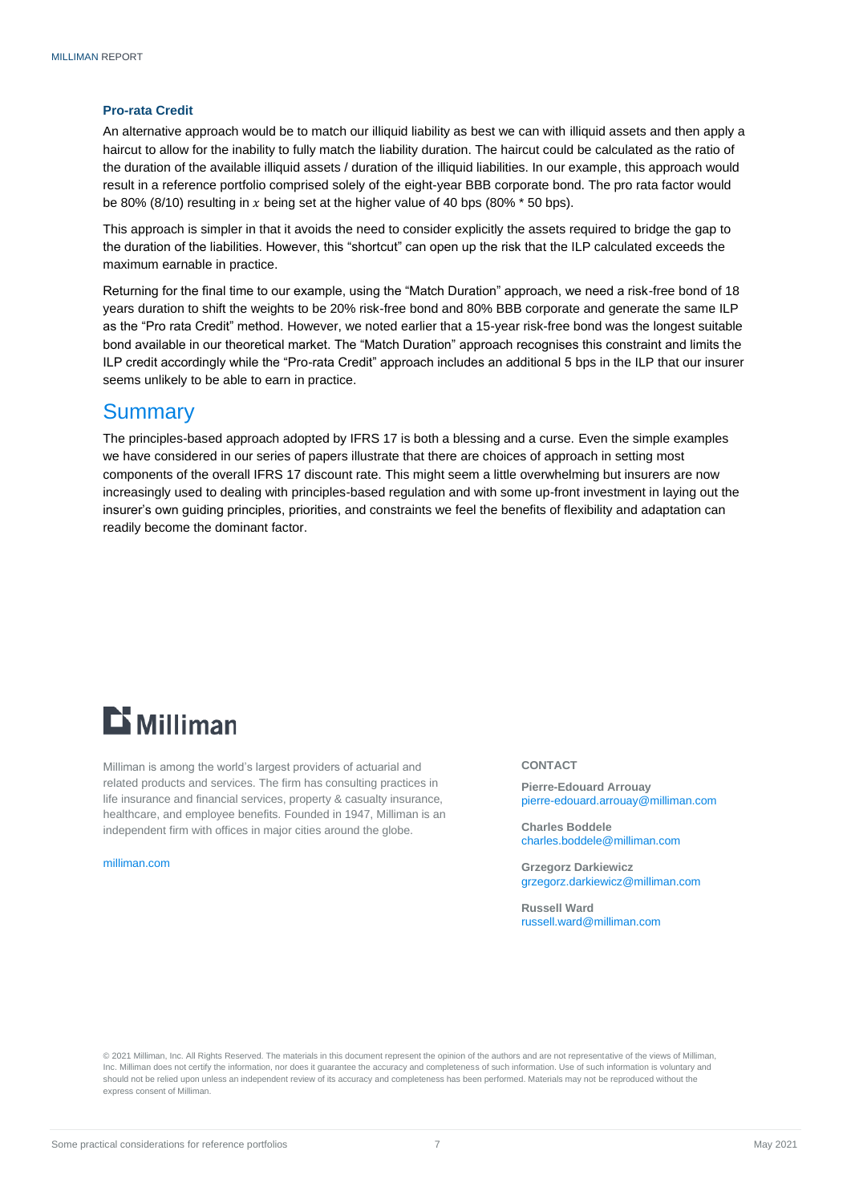### Pro-rata Credit

An alternative approach would be to match our illiquid liability as best we can with illiquid assets and then apply a haircut to allow for the inability to fully match the liability duration. The haircut could be calculated as the ratio of the duration of the available illiquid assets / duration of the illiquid liabilities. In our example, this approach would result in a reference portfolio comprised solely of the eight-year BBB corporate bond. The pro rata factor would be 80% (8/10) resulting in $x$ being set at the higher value of 40 bps (80% * 50 bps).

This approach is simpler in that it avoids the need to consider explicitly the assets required to bridge the gap to the duration of the liabilities. However, this "shortcut" can open up the risk that the ILP calculated exceeds the maximum earnable in practice.

Returning for the final time to our example, using the "Match Duration" approach, we need a risk-free bond of 18 years duration to shift the weights to be 20% risk-free bond and 80% BBB corporate and generate the same ILP as the "Pro rata Credit" method. However, we noted earlier that a 15-year risk-free bond was the longest suitable bond available in our theoretical market. The "Match Duration" approach recognises this constraint and limits the ILP credit accordingly while the "Pro-rata Credit" approach includes an additional 5 bps in the ILP that our insurer seems unlikely to be able to earn in practice.

## Summary

The principles-based approach adopted by IFRS 17 is both a blessing and a curse. Even the simple examples we have considered in our series of papers illustrate that there are choices of approach in setting most components of the overall IFRS 17 discount rate. This might seem a little overwhelming but insurers are now increasingly used to dealing with principles-based regulation and with some up-front investment in laying out the insurer's own guiding principles, priorities, and constraints we feel the benefits of flexibility and adaptation can readily become the dominant factor.

**Milliman**

Milliman is among the world's largest providers of actuarial and related products and services. The firm has consulting practices in life insurance and financial services, property & casualty insurance, healthcare, and employee benefits. Founded in 1947, Milliman is an independent firm with offices in major cities around the globe.

milliman.com

**CONTACT**

**Pierre-Edouard Arrouay**
pierre-edouard.arrouay@milliman.com

**Charles Boddele**
charles.boddele@milliman.com

**Grzegorz Darkiewicz**
grzegorz.darkiewicz@milliman.com

**Russell Ward**
russell.ward@milliman.com

© 2021 Milliman, Inc. All Rights Reserved. The materials in this document represent the opinion of the authors and are not representative of the views of Milliman, Inc. Milliman does not certify the information, nor does it guarantee the accuracy and completeness of such information. Use of such information is voluntary and should not be relied upon unless an independent review of its accuracy and completeness has been performed. Materials may not be reproduced without the express consent of Milliman.